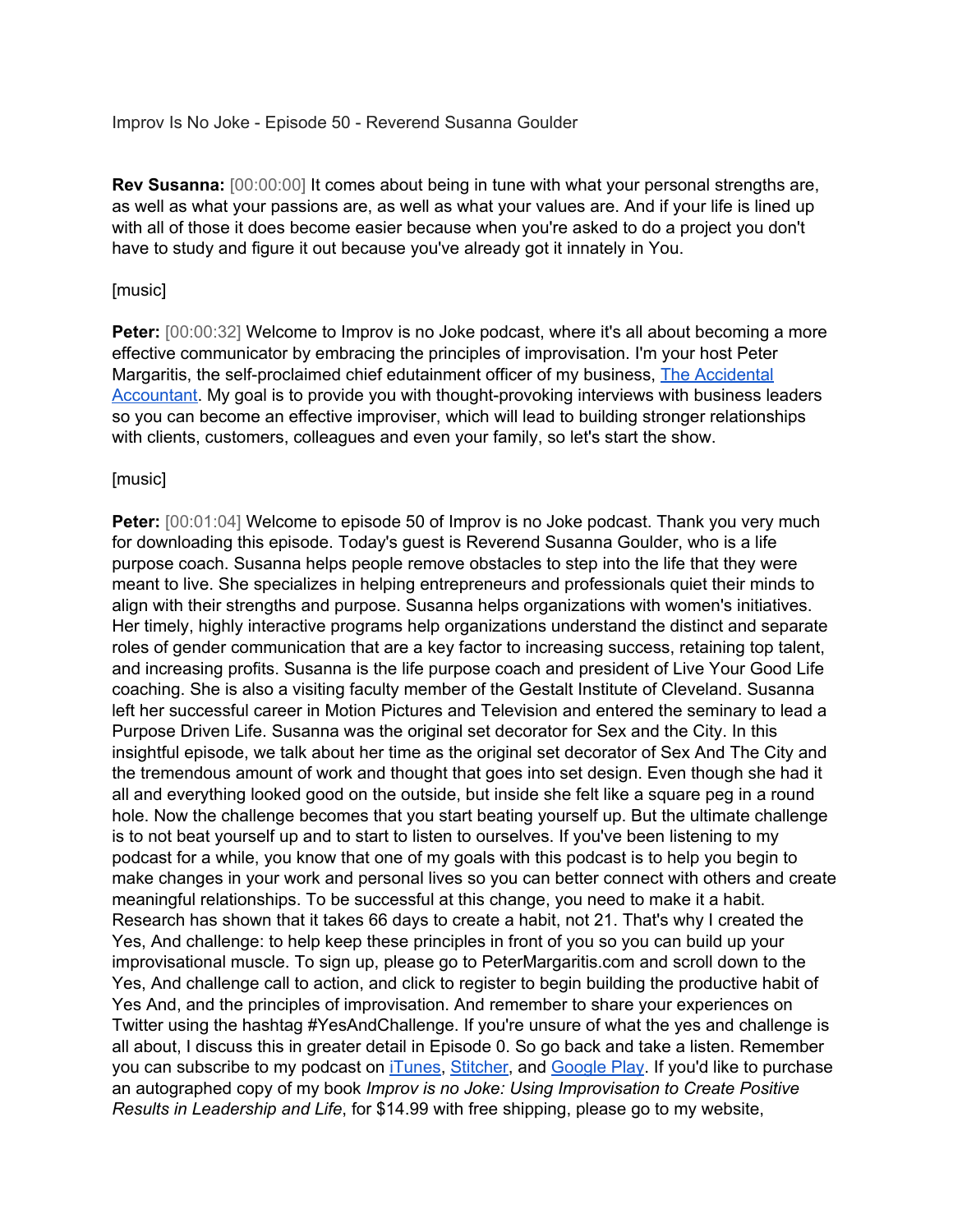Improv Is No Joke - Episode 50 - Reverend Susanna Goulder

**Rev Susanna:** [00:00:00] It comes about being in tune with what your personal strengths are, as well as what your passions are, as well as what your values are. And if your life is lined up with all of those it does become easier because when you're asked to do a project you don't have to study and figure it out because you've already got it innately in You.

[music]

**Peter:** [00:00:32] Welcome to Improv is no Joke podcast, where it's all about becoming a more effective communicator by embracing the principles of improvisation. I'm your host Peter Margaritis, the self-proclaimed chief edutainment officer of my business, [The Accidental Accountant](). My goal is to provide you with thought-provoking interviews with business leaders so you can become an effective improviser, which will lead to building stronger relationships with clients, customers, colleagues and even your family, so let's start the show.

[music]

**Peter:** [00:01:04] Welcome to episode 50 of Improv is no Joke podcast. Thank you very much for downloading this episode. Today's guest is Reverend Susanna Goulder, who is a life purpose coach. Susanna helps people remove obstacles to step into the life that they were meant to live. She specializes in helping entrepreneurs and professionals quiet their minds to align with their strengths and purpose. Susanna helps organizations with women's initiatives. Her timely, highly interactive programs help organizations understand the distinct and separate roles of gender communication that are a key factor to increasing success, retaining top talent, and increasing profits. Susanna is the life purpose coach and president of Live Your Good Life coaching. She is also a visiting faculty member of the Gestalt Institute of Cleveland. Susanna left her successful career in Motion Pictures and Television and entered the seminary to lead a Purpose Driven Life. Susanna was the original set decorator for Sex and the City. In this insightful episode, we talk about her time as the original set decorator of Sex And The City and the tremendous amount of work and thought that goes into set design. Even though she had it all and everything looked good on the outside, but inside she felt like a square peg in a round hole. Now the challenge becomes that you start beating yourself up. But the ultimate challenge is to not beat yourself up and to start to listen to ourselves. If you've been listening to my podcast for a while, you know that one of my goals with this podcast is to help you begin to make changes in your work and personal lives so you can better connect with others and create meaningful relationships. To be successful at this change, you need to make it a habit. Research has shown that it takes 66 days to create a habit, not 21. That's why I created the Yes, And challenge: to help keep these principles in front of you so you can build up your improvisational muscle. To sign up, please go to PeterMargaritis.com and scroll down to the Yes, And challenge call to action, and click to register to begin building the productive habit of Yes And, and the principles of improvisation. And remember to share your experiences on Twitter using the hashtag #YesAndChallenge. If you're unsure of what the yes and challenge is all about, I discuss this in greater detail in Episode 0. So go back and take a listen. Remember you can subscribe to my podcast on [iTunes](), [Stitcher](), and [Google Play](). If you'd like to purchase an autographed copy of my book *Improv is no Joke: Using Improvisation to Create Positive Results in Leadership and Life*, for $14.99 with free shipping, please go to my website,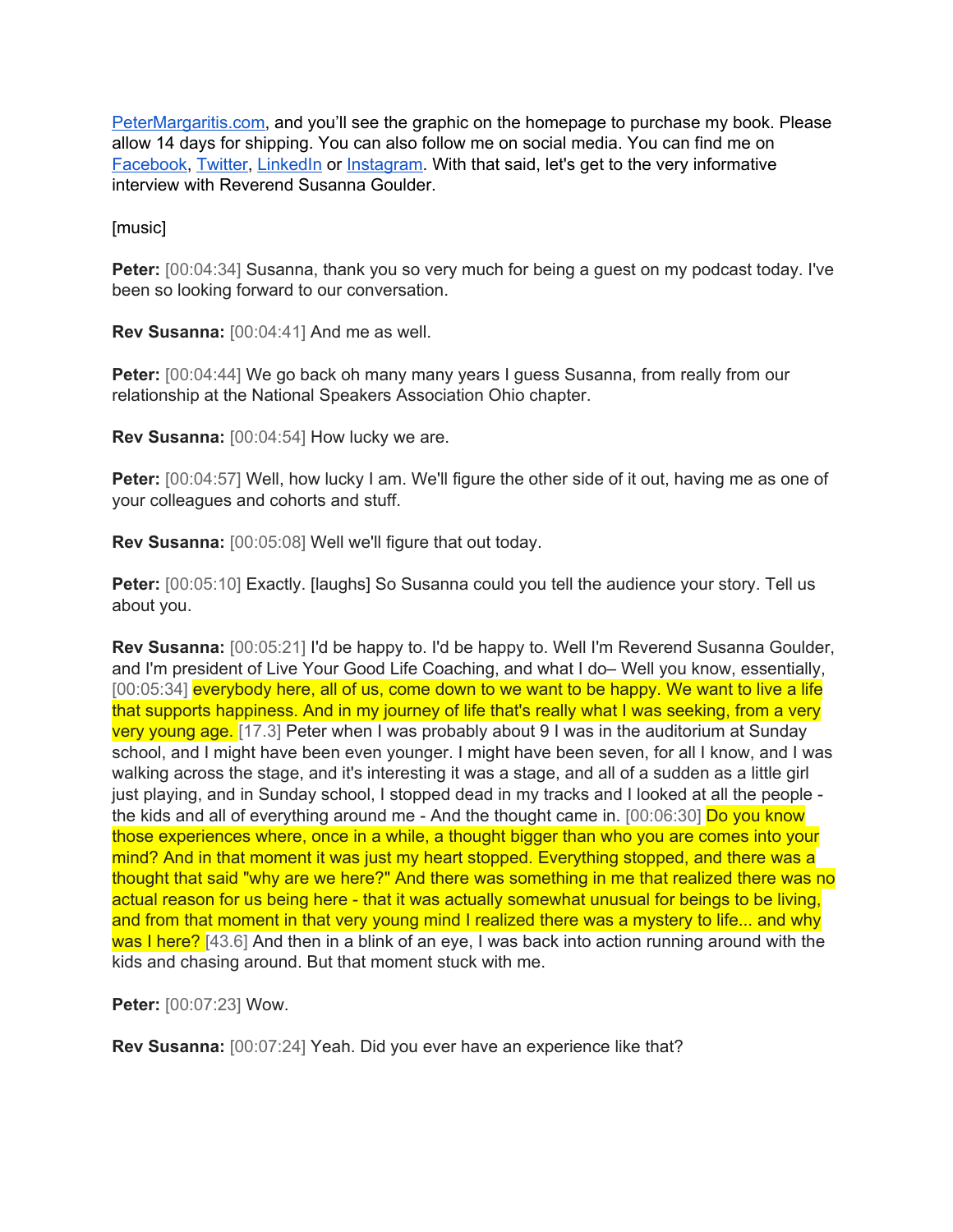PeterMargaritis.com, and you'll see the graphic on the homepage to purchase my book. Please allow 14 days for shipping. You can also follow me on social media. You can find me on Facebook, Twitter, LinkedIn or Instagram. With that said, let's get to the very informative interview with Reverend Susanna Goulder.

[music]

**Peter:** [00:04:34] Susanna, thank you so very much for being a guest on my podcast today. I've been so looking forward to our conversation.

**Rev Susanna:** [00:04:41] And me as well.

**Peter:** [00:04:44] We go back oh many many years I guess Susanna, from really from our relationship at the National Speakers Association Ohio chapter.

**Rev Susanna:** [00:04:54] How lucky we are.

**Peter:** [00:04:57] Well, how lucky I am. We'll figure the other side of it out, having me as one of your colleagues and cohorts and stuff.

**Rev Susanna:** [00:05:08] Well we'll figure that out today.

**Peter:** [00:05:10] Exactly. [laughs] So Susanna could you tell the audience your story. Tell us about you.

**Rev Susanna:** [00:05:21] I'd be happy to. I'd be happy to. Well I'm Reverend Susanna Goulder, and I'm president of Live Your Good Life Coaching, and what I do– Well you know, essentially, [00:05:34] everybody here, all of us, come down to we want to be happy. We want to live a life that supports happiness. And in my journey of life that's really what I was seeking, from a very very young age. [17.3] Peter when I was probably about 9 I was in the auditorium at Sunday school, and I might have been even younger. I might have been seven, for all I know, and I was walking across the stage, and it's interesting it was a stage, and all of a sudden as a little girl just playing, and in Sunday school, I stopped dead in my tracks and I looked at all the people - the kids and all of everything around me - And the thought came in. [00:06:30] Do you know those experiences where, once in a while, a thought bigger than who you are comes into your mind? And in that moment it was just my heart stopped. Everything stopped, and there was a thought that said "why are we here?" And there was something in me that realized there was no actual reason for us being here - that it was actually somewhat unusual for beings to be living, and from that moment in that very young mind I realized there was a mystery to life... and why was I here? [43.6] And then in a blink of an eye, I was back into action running around with the kids and chasing around. But that moment stuck with me.

**Peter:** [00:07:23] Wow.

**Rev Susanna:** [00:07:24] Yeah. Did you ever have an experience like that?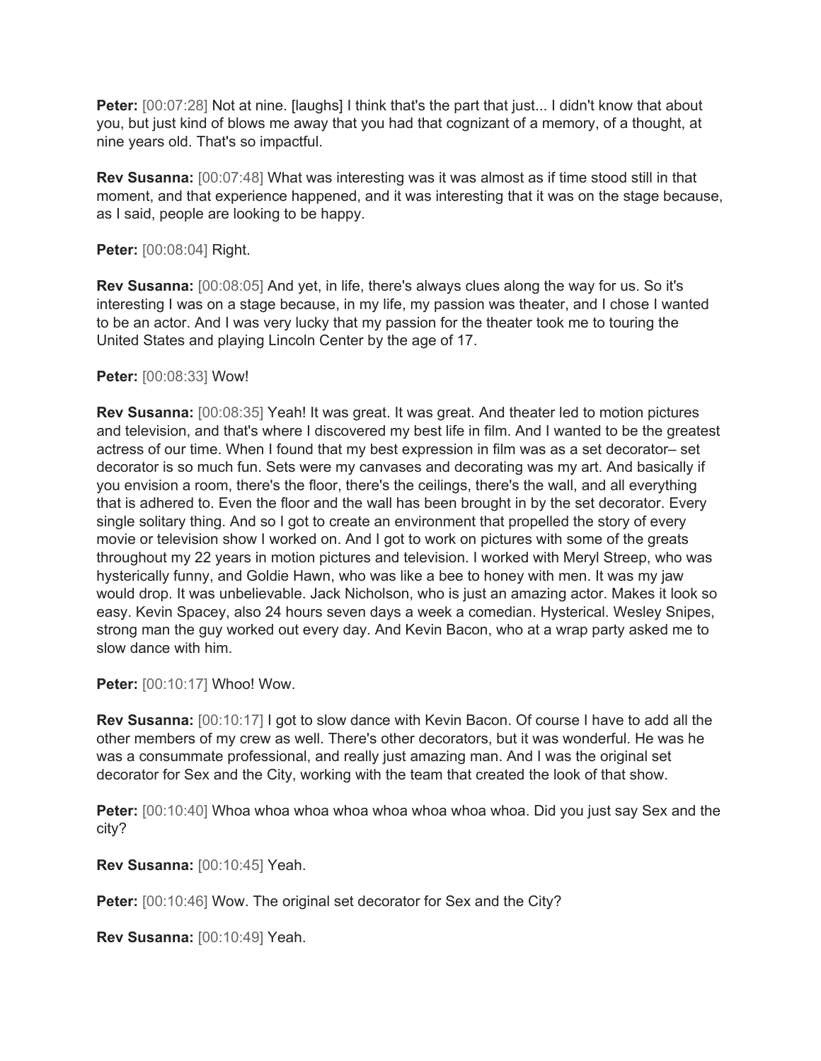**Peter:** [00:07:28] Not at nine. [laughs] I think that's the part that just... I didn't know that about you, but just kind of blows me away that you had that cognizant of a memory, of a thought, at nine years old. That's so impactful.

**Rev Susanna:** [00:07:48] What was interesting was it was almost as if time stood still in that moment, and that experience happened, and it was interesting that it was on the stage because, as I said, people are looking to be happy.

**Peter:** [00:08:04] Right.

**Rev Susanna:** [00:08:05] And yet, in life, there's always clues along the way for us. So it's interesting I was on a stage because, in my life, my passion was theater, and I chose I wanted to be an actor. And I was very lucky that my passion for the theater took me to touring the United States and playing Lincoln Center by the age of 17.

**Peter:** [00:08:33] Wow!

**Rev Susanna:** [00:08:35] Yeah! It was great. It was great. And theater led to motion pictures and television, and that's where I discovered my best life in film. And I wanted to be the greatest actress of our time. When I found that my best expression in film was as a set decorator– set decorator is so much fun. Sets were my canvases and decorating was my art. And basically if you envision a room, there's the floor, there's the ceilings, there's the wall, and all everything that is adhered to. Even the floor and the wall has been brought in by the set decorator. Every single solitary thing. And so I got to create an environment that propelled the story of every movie or television show I worked on. And I got to work on pictures with some of the greats throughout my 22 years in motion pictures and television. I worked with Meryl Streep, who was hysterically funny, and Goldie Hawn, who was like a bee to honey with men. It was my jaw would drop. It was unbelievable. Jack Nicholson, who is just an amazing actor. Makes it look so easy. Kevin Spacey, also 24 hours seven days a week a comedian. Hysterical. Wesley Snipes, strong man the guy worked out every day. And Kevin Bacon, who at a wrap party asked me to slow dance with him.

**Peter:** [00:10:17] Whoo! Wow.

**Rev Susanna:** [00:10:17] I got to slow dance with Kevin Bacon. Of course I have to add all the other members of my crew as well. There's other decorators, but it was wonderful. He was he was a consummate professional, and really just amazing man. And I was the original set decorator for Sex and the City, working with the team that created the look of that show.

**Peter:** [00:10:40] Whoa whoa whoa whoa whoa whoa whoa whoa. Did you just say Sex and the city?

**Rev Susanna:** [00:10:45] Yeah.

**Peter:** [00:10:46] Wow. The original set decorator for Sex and the City?

**Rev Susanna:** [00:10:49] Yeah.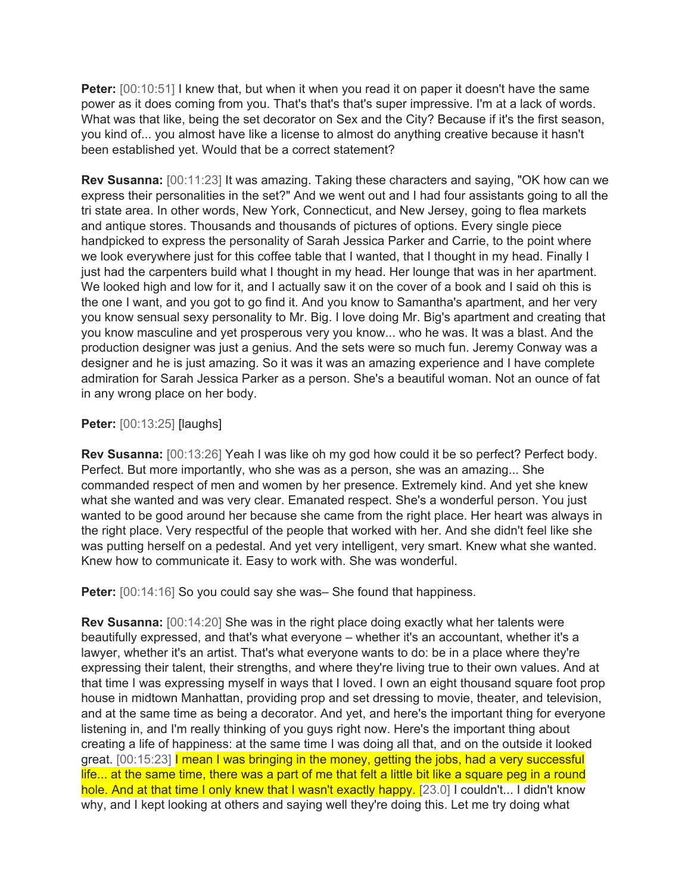**Peter:** [00:10:51] I knew that, but when it when you read it on paper it doesn't have the same power as it does coming from you. That's that's that's super impressive. I'm at a lack of words. What was that like, being the set decorator on Sex and the City? Because if it's the first season, you kind of... you almost have like a license to almost do anything creative because it hasn't been established yet. Would that be a correct statement?

**Rev Susanna:** [00:11:23] It was amazing. Taking these characters and saying, "OK how can we express their personalities in the set?" And we went out and I had four assistants going to all the tri state area. In other words, New York, Connecticut, and New Jersey, going to flea markets and antique stores. Thousands and thousands of pictures of options. Every single piece handpicked to express the personality of Sarah Jessica Parker and Carrie, to the point where we look everywhere just for this coffee table that I wanted, that I thought in my head. Finally I just had the carpenters build what I thought in my head. Her lounge that was in her apartment. We looked high and low for it, and I actually saw it on the cover of a book and I said oh this is the one I want, and you got to go find it. And you know to Samantha's apartment, and her very you know sensual sexy personality to Mr. Big. I love doing Mr. Big's apartment and creating that you know masculine and yet prosperous very you know... who he was. It was a blast. And the production designer was just a genius. And the sets were so much fun. Jeremy Conway was a designer and he is just amazing. So it was it was an amazing experience and I have complete admiration for Sarah Jessica Parker as a person. She's a beautiful woman. Not an ounce of fat in any wrong place on her body.

**Peter:** [00:13:25] [laughs]

**Rev Susanna:** [00:13:26] Yeah I was like oh my god how could it be so perfect? Perfect body. Perfect. But more importantly, who she was as a person, she was an amazing... She commanded respect of men and women by her presence. Extremely kind. And yet she knew what she wanted and was very clear. Emanated respect. She's a wonderful person. You just wanted to be good around her because she came from the right place. Her heart was always in the right place. Very respectful of the people that worked with her. And she didn't feel like she was putting herself on a pedestal. And yet very intelligent, very smart. Knew what she wanted. Knew how to communicate it. Easy to work with. She was wonderful.

**Peter:** [00:14:16] So you could say she was– She found that happiness.

**Rev Susanna:** [00:14:20] She was in the right place doing exactly what her talents were beautifully expressed, and that's what everyone – whether it's an accountant, whether it's a lawyer, whether it's an artist. That's what everyone wants to do: be in a place where they're expressing their talent, their strengths, and where they're living true to their own values. And at that time I was expressing myself in ways that I loved. I own an eight thousand square foot prop house in midtown Manhattan, providing prop and set dressing to movie, theater, and television, and at the same time as being a decorator. And yet, and here's the important thing for everyone listening in, and I'm really thinking of you guys right now. Here's the important thing about creating a life of happiness: at the same time I was doing all that, and on the outside it looked great. [00:15:23] I mean I was bringing in the money, getting the jobs, had a very successful life... at the same time, there was a part of me that felt a little bit like a square peg in a round hole. And at that time I only knew that I wasn't exactly happy. [23.0] I couldn't... I didn't know why, and I kept looking at others and saying well they're doing this. Let me try doing what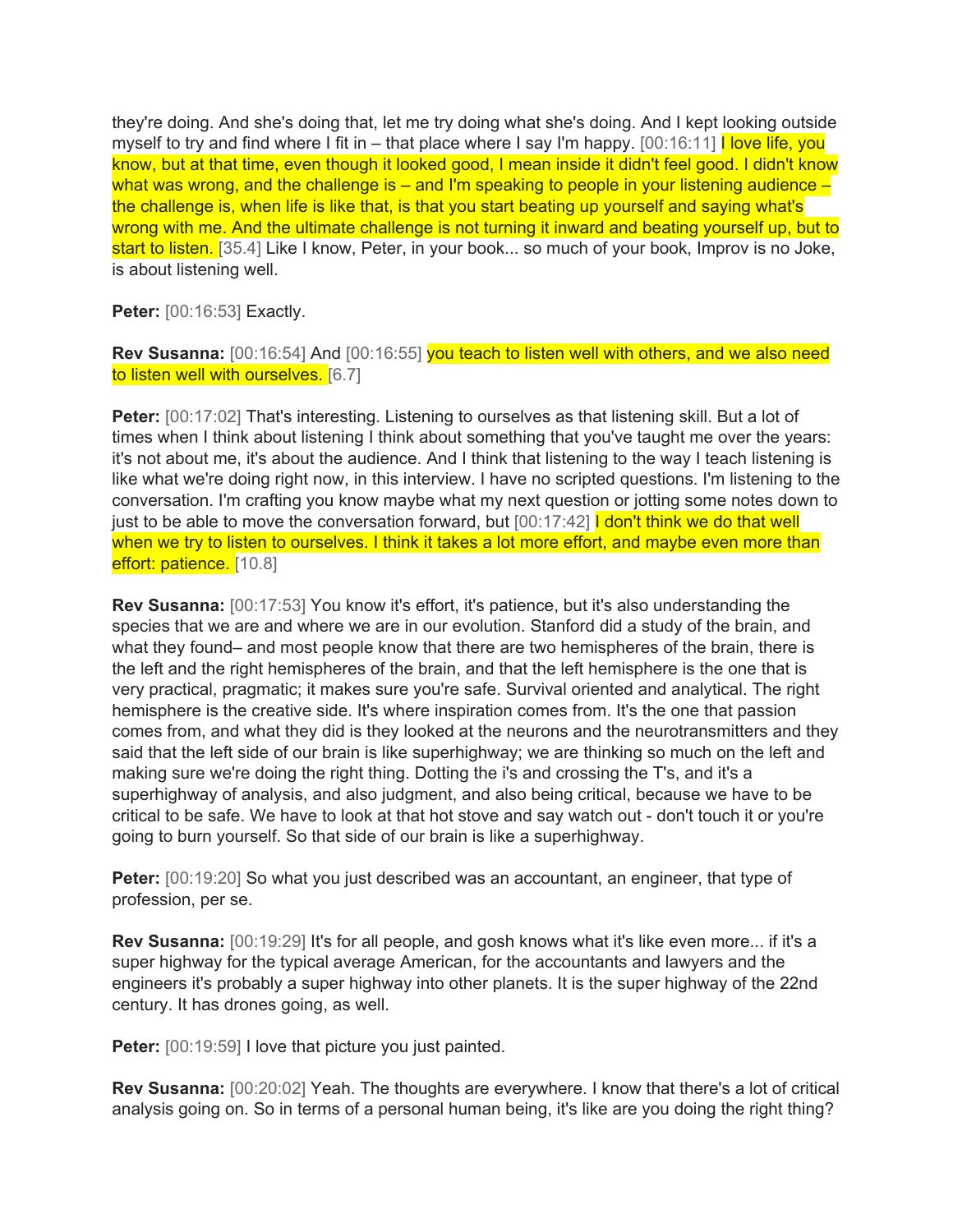they're doing. And she's doing that, let me try doing what she's doing. And I kept looking outside myself to try and find where I fit in – that place where I say I'm happy. [00:16:11] I love life, you know, but at that time, even though it looked good, I mean inside it didn't feel good. I didn't know what was wrong, and the challenge is – and I'm speaking to people in your listening audience – the challenge is, when life is like that, is that you start beating up yourself and saying what's wrong with me. And the ultimate challenge is not turning it inward and beating yourself up, but to start to listen. [35.4] Like I know, Peter, in your book... so much of your book, Improv is no Joke, is about listening well.

**Peter:** [00:16:53] Exactly.

**Rev Susanna:** [00:16:54] And [00:16:55] you teach to listen well with others, and we also need to listen well with ourselves. [6.7]

**Peter:** [00:17:02] That's interesting. Listening to ourselves as that listening skill. But a lot of times when I think about listening I think about something that you've taught me over the years: it's not about me, it's about the audience. And I think that listening to the way I teach listening is like what we're doing right now, in this interview. I have no scripted questions. I'm listening to the conversation. I'm crafting you know maybe what my next question or jotting some notes down to just to be able to move the conversation forward, but [00:17:42] I don't think we do that well when we try to listen to ourselves. I think it takes a lot more effort, and maybe even more than effort: patience. [10.8]

**Rev Susanna:** [00:17:53] You know it's effort, it's patience, but it's also understanding the species that we are and where we are in our evolution. Stanford did a study of the brain, and what they found– and most people know that there are two hemispheres of the brain, there is the left and the right hemispheres of the brain, and that the left hemisphere is the one that is very practical, pragmatic; it makes sure you're safe. Survival oriented and analytical. The right hemisphere is the creative side. It's where inspiration comes from. It's the one that passion comes from, and what they did is they looked at the neurons and the neurotransmitters and they said that the left side of our brain is like superhighway; we are thinking so much on the left and making sure we're doing the right thing. Dotting the i's and crossing the T's, and it's a superhighway of analysis, and also judgment, and also being critical, because we have to be critical to be safe. We have to look at that hot stove and say watch out - don't touch it or you're going to burn yourself. So that side of our brain is like a superhighway.

**Peter:** [00:19:20] So what you just described was an accountant, an engineer, that type of profession, per se.

**Rev Susanna:** [00:19:29] It's for all people, and gosh knows what it's like even more... if it's a super highway for the typical average American, for the accountants and lawyers and the engineers it's probably a super highway into other planets. It is the super highway of the 22nd century. It has drones going, as well.

**Peter:** [00:19:59] I love that picture you just painted.

**Rev Susanna:** [00:20:02] Yeah. The thoughts are everywhere. I know that there's a lot of critical analysis going on. So in terms of a personal human being, it's like are you doing the right thing?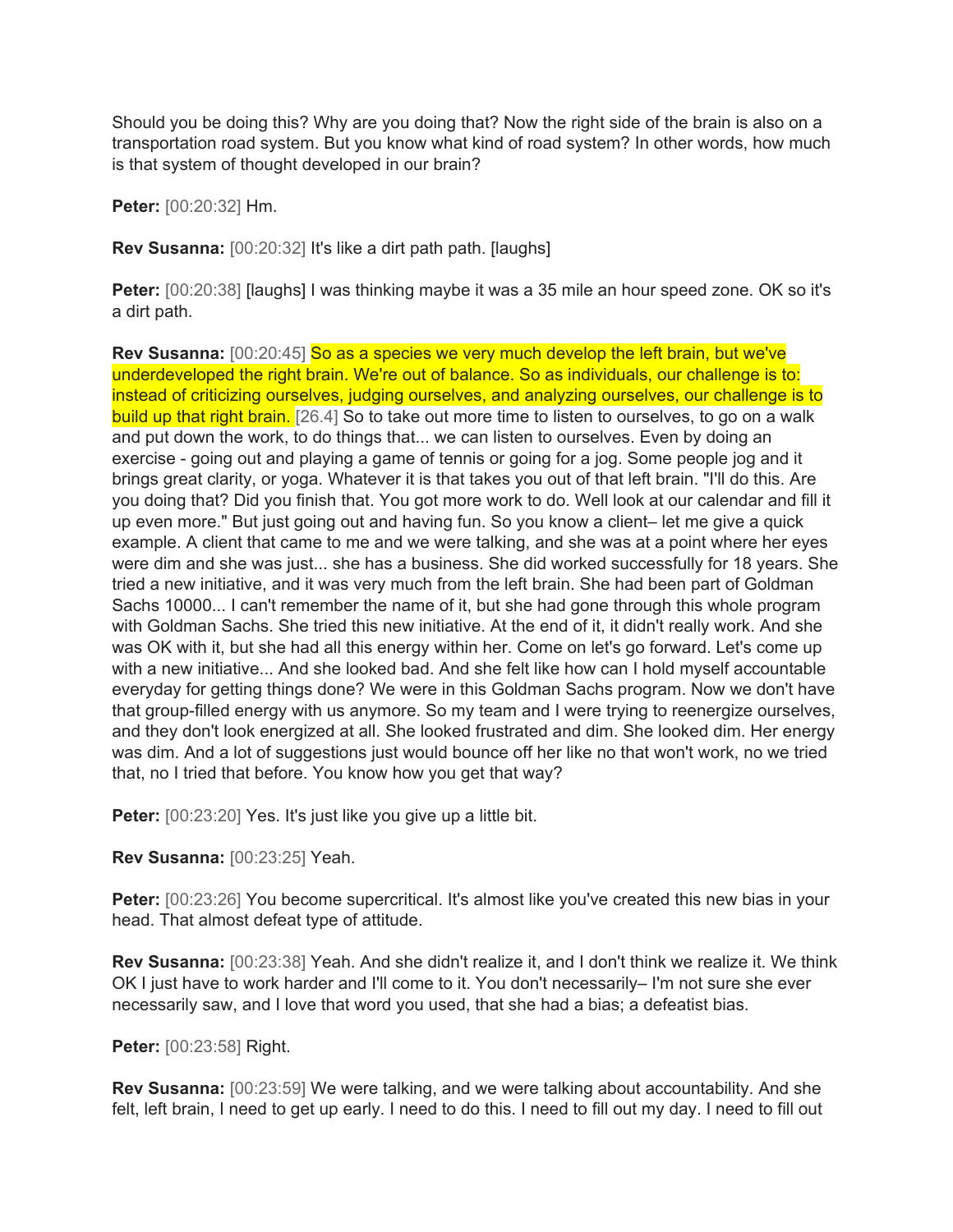Should you be doing this? Why are you doing that? Now the right side of the brain is also on a transportation road system. But you know what kind of road system? In other words, how much is that system of thought developed in our brain?

**Peter:** [00:20:32] Hm.

**Rev Susanna:** [00:20:32] It's like a dirt path path. [laughs]

**Peter:** [00:20:38] [laughs] I was thinking maybe it was a 35 mile an hour speed zone. OK so it's a dirt path.

**Rev Susanna:** [00:20:45] So as a species we very much develop the left brain, but we've underdeveloped the right brain. We're out of balance. So as individuals, our challenge is to: instead of criticizing ourselves, judging ourselves, and analyzing ourselves, our challenge is to build up that right brain. [26.4] So to take out more time to listen to ourselves, to go on a walk and put down the work, to do things that... we can listen to ourselves. Even by doing an exercise - going out and playing a game of tennis or going for a jog. Some people jog and it brings great clarity, or yoga. Whatever it is that takes you out of that left brain. "I'll do this. Are you doing that? Did you finish that. You got more work to do. Well look at our calendar and fill it up even more." But just going out and having fun. So you know a client– let me give a quick example. A client that came to me and we were talking, and she was at a point where her eyes were dim and she was just... she has a business. She did worked successfully for 18 years. She tried a new initiative, and it was very much from the left brain. She had been part of Goldman Sachs 10000... I can't remember the name of it, but she had gone through this whole program with Goldman Sachs. She tried this new initiative. At the end of it, it didn't really work. And she was OK with it, but she had all this energy within her. Come on let's go forward. Let's come up with a new initiative... And she looked bad. And she felt like how can I hold myself accountable everyday for getting things done? We were in this Goldman Sachs program. Now we don't have that group-filled energy with us anymore. So my team and I were trying to reenergize ourselves, and they don't look energized at all. She looked frustrated and dim. She looked dim. Her energy was dim. And a lot of suggestions just would bounce off her like no that won't work, no we tried that, no I tried that before. You know how you get that way?

**Peter:** [00:23:20] Yes. It's just like you give up a little bit.

**Rev Susanna:** [00:23:25] Yeah.

**Peter:** [00:23:26] You become supercritical. It's almost like you've created this new bias in your head. That almost defeat type of attitude.

**Rev Susanna:** [00:23:38] Yeah. And she didn't realize it, and I don't think we realize it. We think OK I just have to work harder and I'll come to it. You don't necessarily– I'm not sure she ever necessarily saw, and I love that word you used, that she had a bias; a defeatist bias.

**Peter:** [00:23:58] Right.

**Rev Susanna:** [00:23:59] We were talking, and we were talking about accountability. And she felt, left brain, I need to get up early. I need to do this. I need to fill out my day. I need to fill out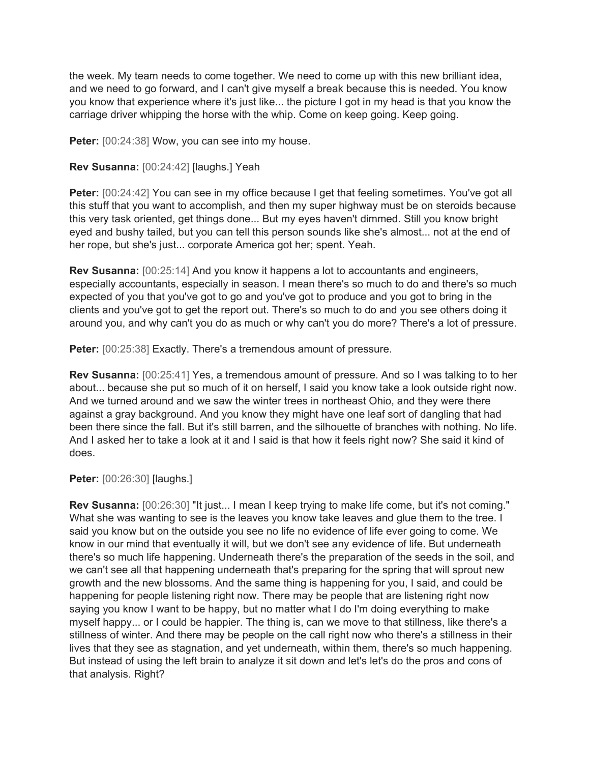the week. My team needs to come together. We need to come up with this new brilliant idea, and we need to go forward, and I can't give myself a break because this is needed. You know you know that experience where it's just like... the picture I got in my head is that you know the carriage driver whipping the horse with the whip. Come on keep going. Keep going.

**Peter:** [00:24:38] Wow, you can see into my house.

**Rev Susanna:** [00:24:42] [laughs.] Yeah

**Peter:** [00:24:42] You can see in my office because I get that feeling sometimes. You've got all this stuff that you want to accomplish, and then my super highway must be on steroids because this very task oriented, get things done... But my eyes haven't dimmed. Still you know bright eyed and bushy tailed, but you can tell this person sounds like she's almost... not at the end of her rope, but she's just... corporate America got her; spent. Yeah.

**Rev Susanna:** [00:25:14] And you know it happens a lot to accountants and engineers, especially accountants, especially in season. I mean there's so much to do and there's so much expected of you that you've got to go and you've got to produce and you got to bring in the clients and you've got to get the report out. There's so much to do and you see others doing it around you, and why can't you do as much or why can't you do more? There's a lot of pressure.

**Peter:** [00:25:38] Exactly. There's a tremendous amount of pressure.

**Rev Susanna:** [00:25:41] Yes, a tremendous amount of pressure. And so I was talking to to her about... because she put so much of it on herself, I said you know take a look outside right now. And we turned around and we saw the winter trees in northeast Ohio, and they were there against a gray background. And you know they might have one leaf sort of dangling that had been there since the fall. But it's still barren, and the silhouette of branches with nothing. No life. And I asked her to take a look at it and I said is that how it feels right now? She said it kind of does.

**Peter:** [00:26:30] [laughs.]

**Rev Susanna:** [00:26:30] "It just... I mean I keep trying to make life come, but it's not coming." What she was wanting to see is the leaves you know take leaves and glue them to the tree. I said you know but on the outside you see no life no evidence of life ever going to come. We know in our mind that eventually it will, but we don't see any evidence of life. But underneath there's so much life happening. Underneath there's the preparation of the seeds in the soil, and we can't see all that happening underneath that's preparing for the spring that will sprout new growth and the new blossoms. And the same thing is happening for you, I said, and could be happening for people listening right now. There may be people that are listening right now saying you know I want to be happy, but no matter what I do I'm doing everything to make myself happy... or I could be happier. The thing is, can we move to that stillness, like there's a stillness of winter. And there may be people on the call right now who there's a stillness in their lives that they see as stagnation, and yet underneath, within them, there's so much happening. But instead of using the left brain to analyze it sit down and let's let's do the pros and cons of that analysis. Right?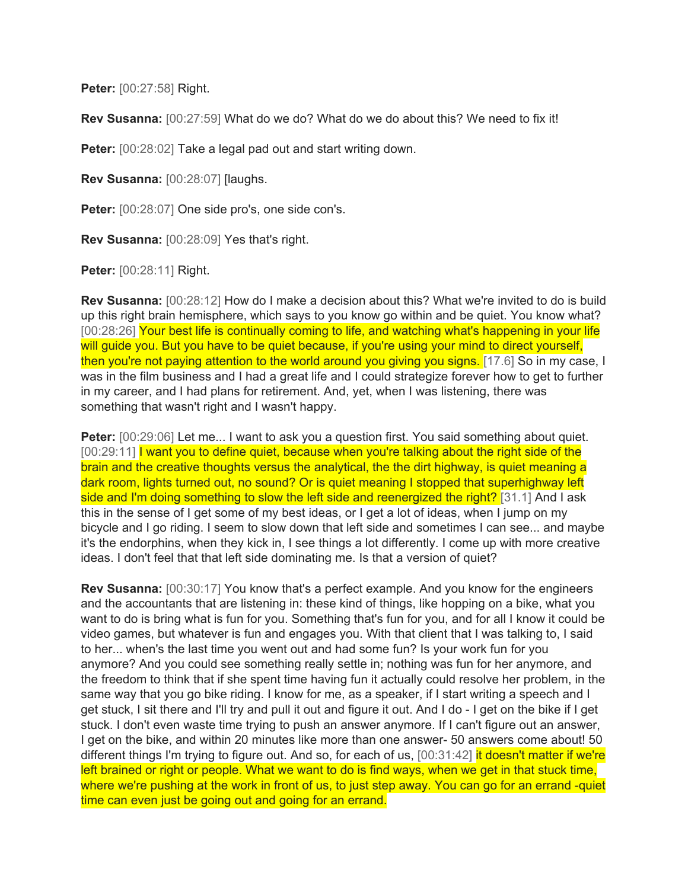**Peter:** [00:27:58] Right.

**Rev Susanna:** [00:27:59] What do we do? What do we do about this? We need to fix it!

**Peter:** [00:28:02] Take a legal pad out and start writing down.

**Rev Susanna:** [00:28:07] [laughs.

**Peter:** [00:28:07] One side pro's, one side con's.

**Rev Susanna:** [00:28:09] Yes that's right.

**Peter:** [00:28:11] Right.

**Rev Susanna:** [00:28:12] How do I make a decision about this? What we're invited to do is build up this right brain hemisphere, which says to you know go within and be quiet. You know what? [00:28:26] Your best life is continually coming to life, and watching what's happening in your life will guide you. But you have to be quiet because, if you're using your mind to direct yourself, then you're not paying attention to the world around you giving you signs. [17.6] So in my case, I was in the film business and I had a great life and I could strategize forever how to get to further in my career, and I had plans for retirement. And, yet, when I was listening, there was something that wasn't right and I wasn't happy.

**Peter:** [00:29:06] Let me... I want to ask you a question first. You said something about quiet. [00:29:11] I want you to define quiet, because when you're talking about the right side of the brain and the creative thoughts versus the analytical, the the dirt highway, is quiet meaning a dark room, lights turned out, no sound? Or is quiet meaning I stopped that superhighway left side and I'm doing something to slow the left side and reenergized the right? [31.1] And I ask this in the sense of I get some of my best ideas, or I get a lot of ideas, when I jump on my bicycle and I go riding. I seem to slow down that left side and sometimes I can see... and maybe it's the endorphins, when they kick in, I see things a lot differently. I come up with more creative ideas. I don't feel that that left side dominating me. Is that a version of quiet?

**Rev Susanna:** [00:30:17] You know that's a perfect example. And you know for the engineers and the accountants that are listening in: these kind of things, like hopping on a bike, what you want to do is bring what is fun for you. Something that's fun for you, and for all I know it could be video games, but whatever is fun and engages you. With that client that I was talking to, I said to her... when's the last time you went out and had some fun? Is your work fun for you anymore? And you could see something really settle in; nothing was fun for her anymore, and the freedom to think that if she spent time having fun it actually could resolve her problem, in the same way that you go bike riding. I know for me, as a speaker, if I start writing a speech and I get stuck, I sit there and I'll try and pull it out and figure it out. And I do - I get on the bike if I get stuck. I don't even waste time trying to push an answer anymore. If I can't figure out an answer, I get on the bike, and within 20 minutes like more than one answer- 50 answers come about! 50 different things I'm trying to figure out. And so, for each of us, [00:31:42] it doesn't matter if we're left brained or right or people. What we want to do is find ways, when we get in that stuck time, where we're pushing at the work in front of us, to just step away. You can go for an errand -quiet time can even just be going out and going for an errand.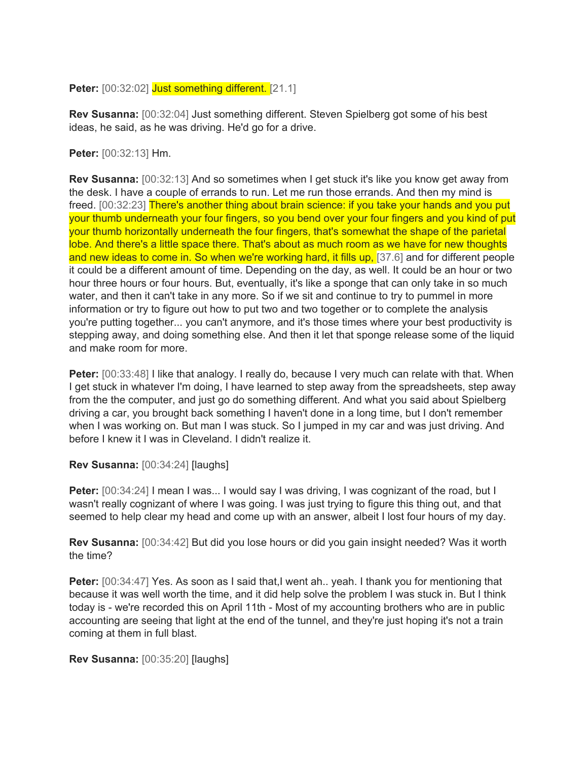**Peter:** [00:32:02] Just something different. [21.1]

**Rev Susanna:** [00:32:04] Just something different. Steven Spielberg got some of his best ideas, he said, as he was driving. He'd go for a drive.

**Peter:** [00:32:13] Hm.

**Rev Susanna:** [00:32:13] And so sometimes when I get stuck it's like you know get away from the desk. I have a couple of errands to run. Let me run those errands. And then my mind is freed. [00:32:23] There's another thing about brain science: if you take your hands and you put your thumb underneath your four fingers, so you bend over your four fingers and you kind of put your thumb horizontally underneath the four fingers, that's somewhat the shape of the parietal lobe. And there's a little space there. That's about as much room as we have for new thoughts and new ideas to come in. So when we're working hard, it fills up, [37.6] and for different people it could be a different amount of time. Depending on the day, as well. It could be an hour or two hour three hours or four hours. But, eventually, it's like a sponge that can only take in so much water, and then it can't take in any more. So if we sit and continue to try to pummel in more information or try to figure out how to put two and two together or to complete the analysis you're putting together... you can't anymore, and it's those times where your best productivity is stepping away, and doing something else. And then it let that sponge release some of the liquid and make room for more.

**Peter:** [00:33:48] I like that analogy. I really do, because I very much can relate with that. When I get stuck in whatever I'm doing, I have learned to step away from the spreadsheets, step away from the the computer, and just go do something different. And what you said about Spielberg driving a car, you brought back something I haven't done in a long time, but I don't remember when I was working on. But man I was stuck. So I jumped in my car and was just driving. And before I knew it I was in Cleveland. I didn't realize it.

**Rev Susanna:** [00:34:24] [laughs]

**Peter:** [00:34:24] I mean I was... I would say I was driving, I was cognizant of the road, but I wasn't really cognizant of where I was going. I was just trying to figure this thing out, and that seemed to help clear my head and come up with an answer, albeit I lost four hours of my day.

**Rev Susanna:** [00:34:42] But did you lose hours or did you gain insight needed? Was it worth the time?

**Peter:** [00:34:47] Yes. As soon as I said that,I went ah.. yeah. I thank you for mentioning that because it was well worth the time, and it did help solve the problem I was stuck in. But I think today is - we're recorded this on April 11th - Most of my accounting brothers who are in public accounting are seeing that light at the end of the tunnel, and they're just hoping it's not a train coming at them in full blast.

**Rev Susanna:** [00:35:20] [laughs]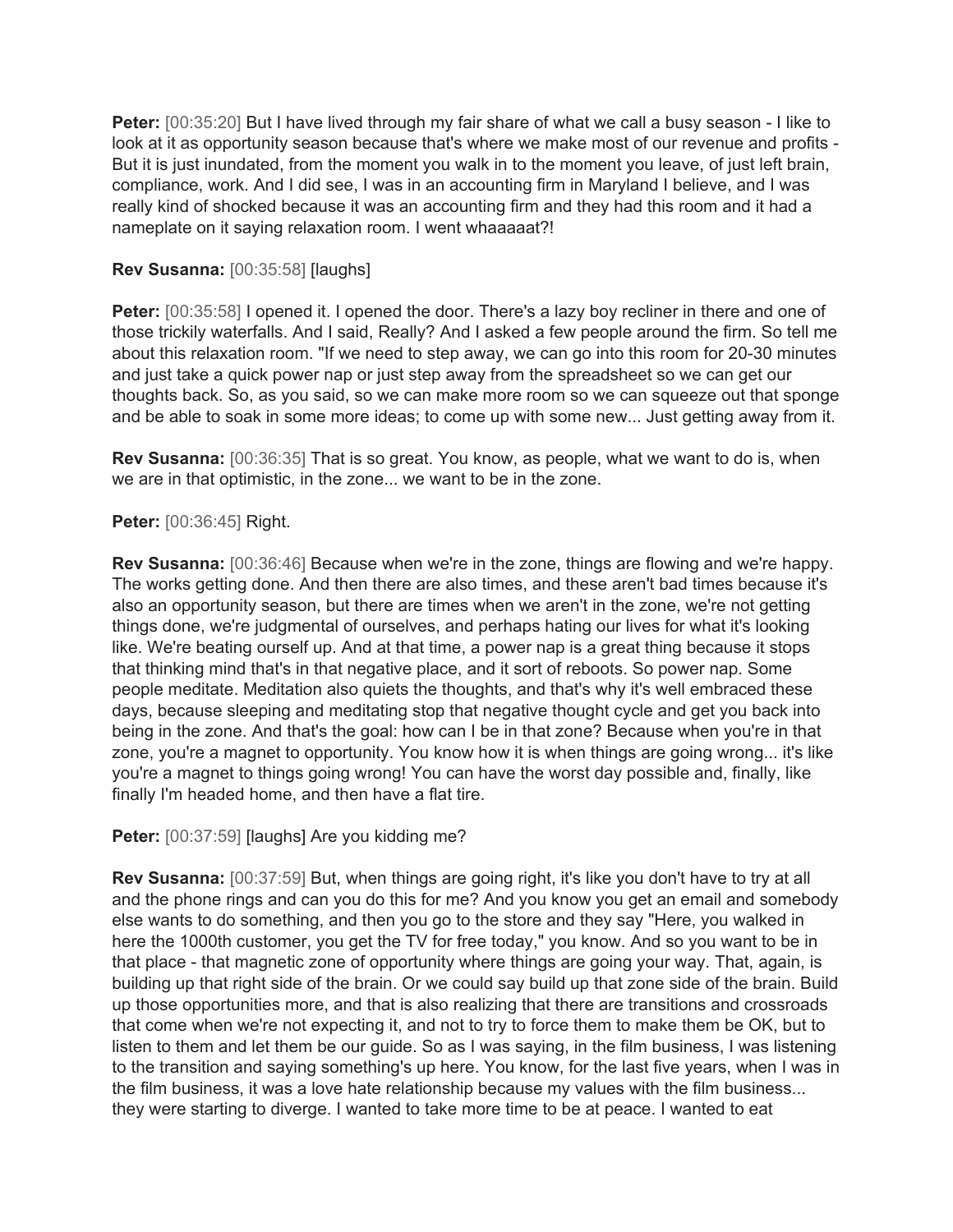**Peter:** [00:35:20] But I have lived through my fair share of what we call a busy season - I like to look at it as opportunity season because that's where we make most of our revenue and profits - But it is just inundated, from the moment you walk in to the moment you leave, of just left brain, compliance, work. And I did see, I was in an accounting firm in Maryland I believe, and I was really kind of shocked because it was an accounting firm and they had this room and it had a nameplate on it saying relaxation room. I went whaaaaat?!

**Rev Susanna:** [00:35:58] [laughs]

**Peter:** [00:35:58] I opened it. I opened the door. There's a lazy boy recliner in there and one of those trickily waterfalls. And I said, Really? And I asked a few people around the firm. So tell me about this relaxation room. "If we need to step away, we can go into this room for 20-30 minutes and just take a quick power nap or just step away from the spreadsheet so we can get our thoughts back. So, as you said, so we can make more room so we can squeeze out that sponge and be able to soak in some more ideas; to come up with some new... Just getting away from it.

**Rev Susanna:** [00:36:35] That is so great. You know, as people, what we want to do is, when we are in that optimistic, in the zone... we want to be in the zone.

**Peter:** [00:36:45] Right.

**Rev Susanna:** [00:36:46] Because when we're in the zone, things are flowing and we're happy. The works getting done. And then there are also times, and these aren't bad times because it's also an opportunity season, but there are times when we aren't in the zone, we're not getting things done, we're judgmental of ourselves, and perhaps hating our lives for what it's looking like. We're beating ourself up. And at that time, a power nap is a great thing because it stops that thinking mind that's in that negative place, and it sort of reboots. So power nap. Some people meditate. Meditation also quiets the thoughts, and that's why it's well embraced these days, because sleeping and meditating stop that negative thought cycle and get you back into being in the zone. And that's the goal: how can I be in that zone? Because when you're in that zone, you're a magnet to opportunity. You know how it is when things are going wrong... it's like you're a magnet to things going wrong! You can have the worst day possible and, finally, like finally I'm headed home, and then have a flat tire.

**Peter:** [00:37:59] [laughs] Are you kidding me?

**Rev Susanna:** [00:37:59] But, when things are going right, it's like you don't have to try at all and the phone rings and can you do this for me? And you know you get an email and somebody else wants to do something, and then you go to the store and they say "Here, you walked in here the 1000th customer, you get the TV for free today," you know. And so you want to be in that place - that magnetic zone of opportunity where things are going your way. That, again, is building up that right side of the brain. Or we could say build up that zone side of the brain. Build up those opportunities more, and that is also realizing that there are transitions and crossroads that come when we're not expecting it, and not to try to force them to make them be OK, but to listen to them and let them be our guide. So as I was saying, in the film business, I was listening to the transition and saying something's up here. You know, for the last five years, when I was in the film business, it was a love hate relationship because my values with the film business... they were starting to diverge. I wanted to take more time to be at peace. I wanted to eat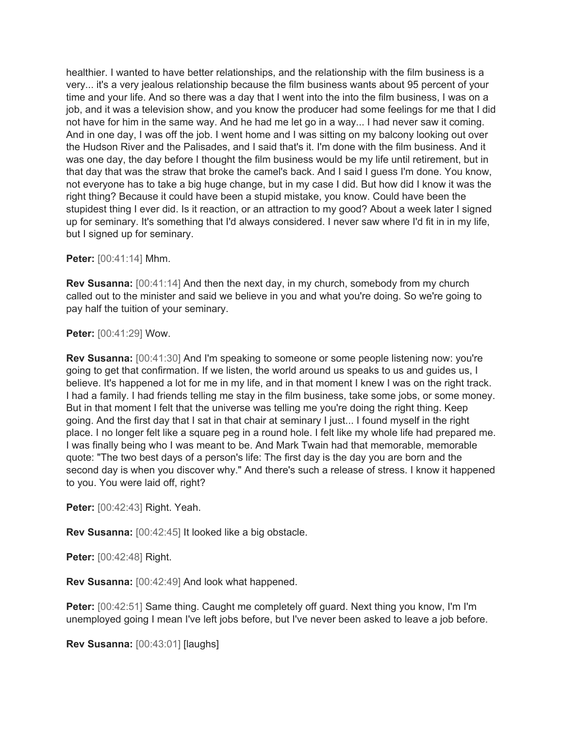healthier. I wanted to have better relationships, and the relationship with the film business is a very... it's a very jealous relationship because the film business wants about 95 percent of your time and your life. And so there was a day that I went into the into the film business, I was on a job, and it was a television show, and you know the producer had some feelings for me that I did not have for him in the same way. And he had me let go in a way... I had never saw it coming. And in one day, I was off the job. I went home and I was sitting on my balcony looking out over the Hudson River and the Palisades, and I said that's it. I'm done with the film business. And it was one day, the day before I thought the film business would be my life until retirement, but in that day that was the straw that broke the camel's back. And I said I guess I'm done. You know, not everyone has to take a big huge change, but in my case I did. But how did I know it was the right thing? Because it could have been a stupid mistake, you know. Could have been the stupidest thing I ever did. Is it reaction, or an attraction to my good? About a week later I signed up for seminary. It's something that I'd always considered. I never saw where I'd fit in in my life, but I signed up for seminary.

**Peter:** [00:41:14] Mhm.

**Rev Susanna:** [00:41:14] And then the next day, in my church, somebody from my church called out to the minister and said we believe in you and what you're doing. So we're going to pay half the tuition of your seminary.

**Peter:** [00:41:29] Wow.

**Rev Susanna:** [00:41:30] And I'm speaking to someone or some people listening now: you're going to get that confirmation. If we listen, the world around us speaks to us and guides us, I believe. It's happened a lot for me in my life, and in that moment I knew I was on the right track. I had a family. I had friends telling me stay in the film business, take some jobs, or some money. But in that moment I felt that the universe was telling me you're doing the right thing. Keep going. And the first day that I sat in that chair at seminary I just... I found myself in the right place. I no longer felt like a square peg in a round hole. I felt like my whole life had prepared me. I was finally being who I was meant to be. And Mark Twain had that memorable, memorable quote: "The two best days of a person's life: The first day is the day you are born and the second day is when you discover why." And there's such a release of stress. I know it happened to you. You were laid off, right?

**Peter:** [00:42:43] Right. Yeah.

**Rev Susanna:** [00:42:45] It looked like a big obstacle.

**Peter:** [00:42:48] Right.

**Rev Susanna:** [00:42:49] And look what happened.

**Peter:** [00:42:51] Same thing. Caught me completely off guard. Next thing you know, I'm I'm unemployed going I mean I've left jobs before, but I've never been asked to leave a job before.

**Rev Susanna:** [00:43:01] [laughs]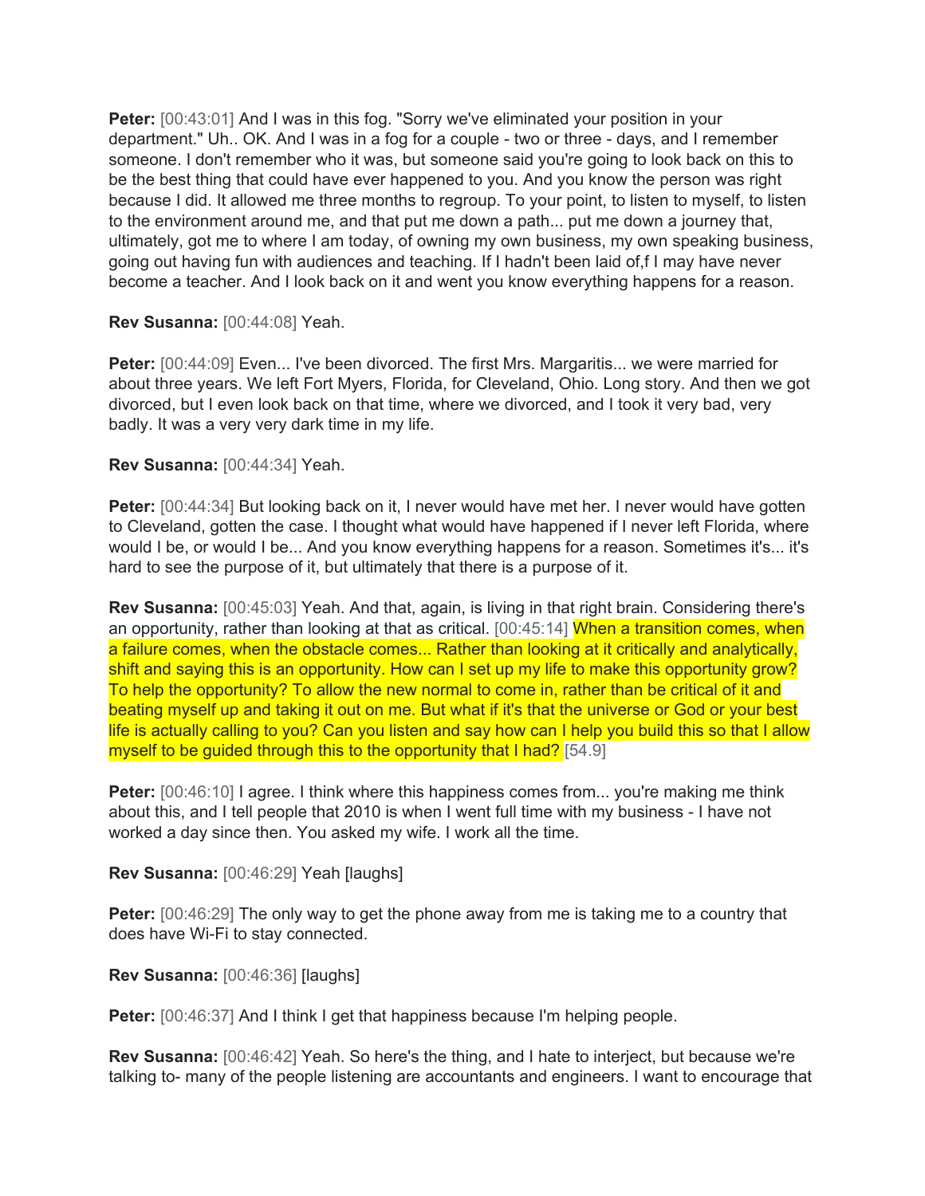**Peter:** [00:43:01] And I was in this fog. "Sorry we've eliminated your position in your department." Uh.. OK. And I was in a fog for a couple - two or three - days, and I remember someone. I don't remember who it was, but someone said you're going to look back on this to be the best thing that could have ever happened to you. And you know the person was right because I did. It allowed me three months to regroup. To your point, to listen to myself, to listen to the environment around me, and that put me down a path... put me down a journey that, ultimately, got me to where I am today, of owning my own business, my own speaking business, going out having fun with audiences and teaching. If I hadn't been laid of,f I may have never become a teacher. And I look back on it and went you know everything happens for a reason.

**Rev Susanna:** [00:44:08] Yeah.

**Peter:** [00:44:09] Even... I've been divorced. The first Mrs. Margaritis... we were married for about three years. We left Fort Myers, Florida, for Cleveland, Ohio. Long story. And then we got divorced, but I even look back on that time, where we divorced, and I took it very bad, very badly. It was a very very dark time in my life.

**Rev Susanna:** [00:44:34] Yeah.

**Peter:** [00:44:34] But looking back on it, I never would have met her. I never would have gotten to Cleveland, gotten the case. I thought what would have happened if I never left Florida, where would I be, or would I be... And you know everything happens for a reason. Sometimes it's... it's hard to see the purpose of it, but ultimately that there is a purpose of it.

**Rev Susanna:** [00:45:03] Yeah. And that, again, is living in that right brain. Considering there's an opportunity, rather than looking at that as critical. [00:45:14] When a transition comes, when a failure comes, when the obstacle comes... Rather than looking at it critically and analytically, shift and saying this is an opportunity. How can I set up my life to make this opportunity grow? To help the opportunity? To allow the new normal to come in, rather than be critical of it and beating myself up and taking it out on me. But what if it's that the universe or God or your best life is actually calling to you? Can you listen and say how can I help you build this so that I allow myself to be guided through this to the opportunity that I had? [54.9]

**Peter:** [00:46:10] I agree. I think where this happiness comes from... you're making me think about this, and I tell people that 2010 is when I went full time with my business - I have not worked a day since then. You asked my wife. I work all the time.

**Rev Susanna:** [00:46:29] Yeah [laughs]

**Peter:** [00:46:29] The only way to get the phone away from me is taking me to a country that does have Wi-Fi to stay connected.

**Rev Susanna:** [00:46:36] [laughs]

**Peter:** [00:46:37] And I think I get that happiness because I'm helping people.

**Rev Susanna:** [00:46:42] Yeah. So here's the thing, and I hate to interject, but because we're talking to- many of the people listening are accountants and engineers. I want to encourage that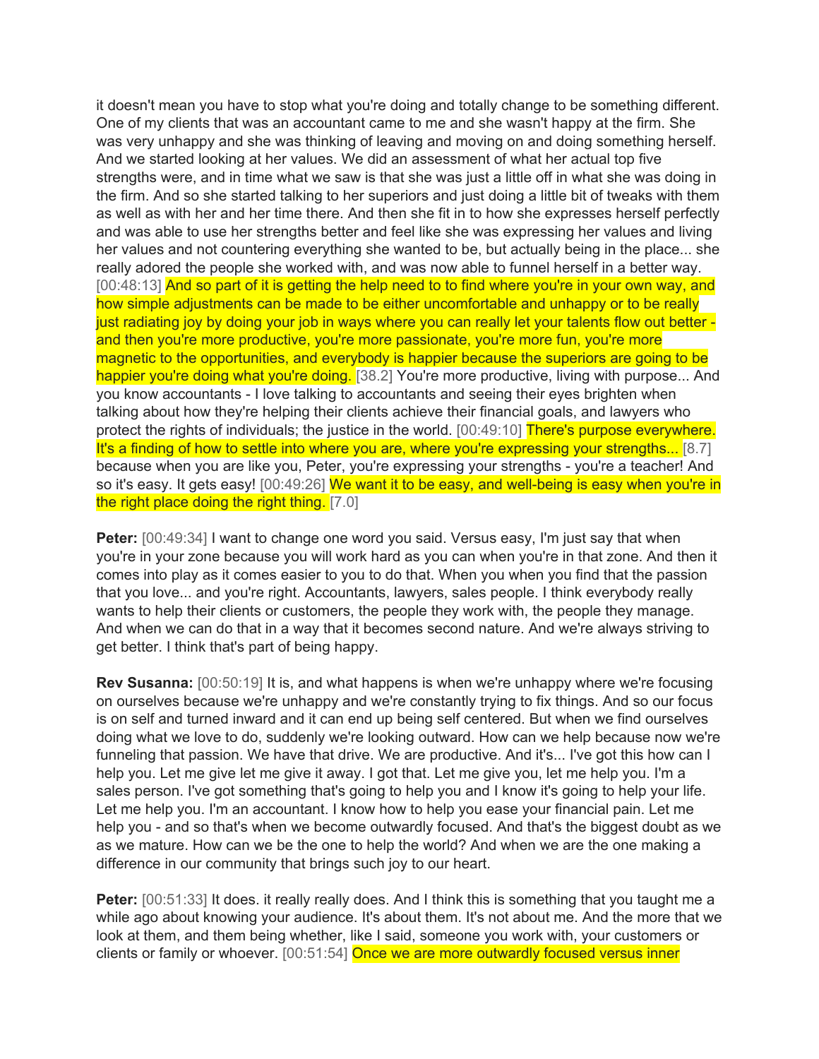it doesn't mean you have to stop what you're doing and totally change to be something different. One of my clients that was an accountant came to me and she wasn't happy at the firm. She was very unhappy and she was thinking of leaving and moving on and doing something herself. And we started looking at her values. We did an assessment of what her actual top five strengths were, and in time what we saw is that she was just a little off in what she was doing in the firm. And so she started talking to her superiors and just doing a little bit of tweaks with them as well as with her and her time there. And then she fit in to how she expresses herself perfectly and was able to use her strengths better and feel like she was expressing her values and living her values and not countering everything she wanted to be, but actually being in the place... she really adored the people she worked with, and was now able to funnel herself in a better way. [00:48:13] And so part of it is getting the help need to to find where you're in your own way, and how simple adjustments can be made to be either uncomfortable and unhappy or to be really just radiating joy by doing your job in ways where you can really let your talents flow out better - and then you're more productive, you're more passionate, you're more fun, you're more magnetic to the opportunities, and everybody is happier because the superiors are going to be happier you're doing what you're doing. [38.2] You're more productive, living with purpose... And you know accountants - I love talking to accountants and seeing their eyes brighten when talking about how they're helping their clients achieve their financial goals, and lawyers who protect the rights of individuals; the justice in the world. [00:49:10] There's purpose everywhere. It's a finding of how to settle into where you are, where you're expressing your strengths... [8.7] because when you are like you, Peter, you're expressing your strengths - you're a teacher! And so it's easy. It gets easy! [00:49:26] We want it to be easy, and well-being is easy when you're in the right place doing the right thing. [7.0]

**Peter:** [00:49:34] I want to change one word you said. Versus easy, I'm just say that when you're in your zone because you will work hard as you can when you're in that zone. And then it comes into play as it comes easier to you to do that. When you when you find that the passion that you love... and you're right. Accountants, lawyers, sales people. I think everybody really wants to help their clients or customers, the people they work with, the people they manage. And when we can do that in a way that it becomes second nature. And we're always striving to get better. I think that's part of being happy.

**Rev Susanna:** [00:50:19] It is, and what happens is when we're unhappy where we're focusing on ourselves because we're unhappy and we're constantly trying to fix things. And so our focus is on self and turned inward and it can end up being self centered. But when we find ourselves doing what we love to do, suddenly we're looking outward. How can we help because now we're funneling that passion. We have that drive. We are productive. And it's... I've got this how can I help you. Let me give let me give it away. I got that. Let me give you, let me help you. I'm a sales person. I've got something that's going to help you and I know it's going to help your life. Let me help you. I'm an accountant. I know how to help you ease your financial pain. Let me help you - and so that's when we become outwardly focused. And that's the biggest doubt as we as we mature. How can we be the one to help the world? And when we are the one making a difference in our community that brings such joy to our heart.

**Peter:** [00:51:33] It does. it really really does. And I think this is something that you taught me a while ago about knowing your audience. It's about them. It's not about me. And the more that we look at them, and them being whether, like I said, someone you work with, your customers or clients or family or whoever. [00:51:54] Once we are more outwardly focused versus inner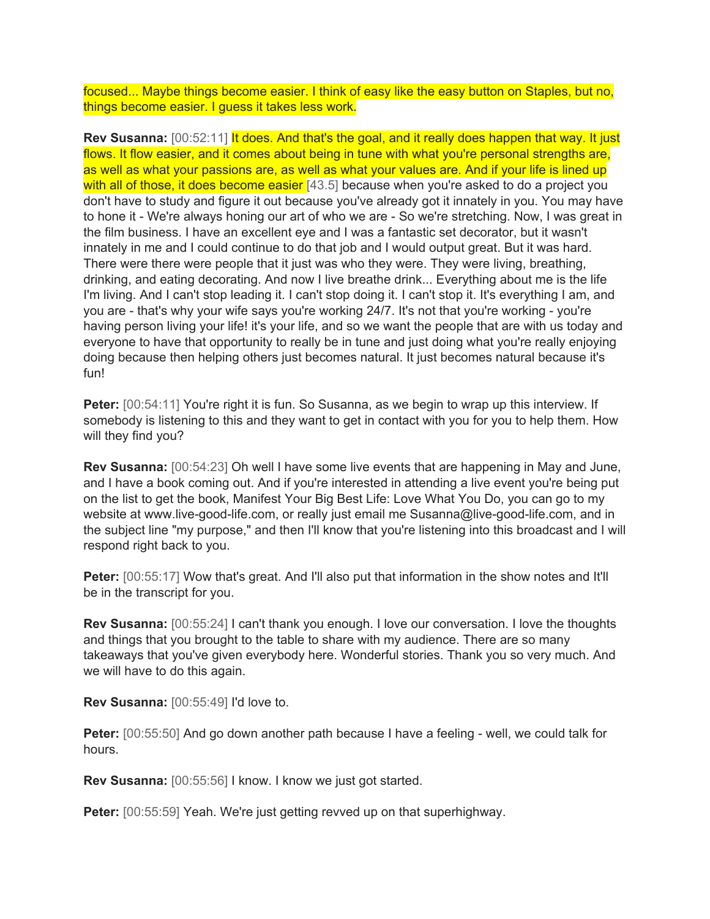focused... Maybe things become easier. I think of easy like the easy button on Staples, but no, things become easier. I guess it takes less work.

**Rev Susanna:** [00:52:11] It does. And that's the goal, and it really does happen that way. It just flows. It flow easier, and it comes about being in tune with what you're personal strengths are, as well as what your passions are, as well as what your values are. And if your life is lined up with all of those, it does become easier [43.5] because when you're asked to do a project you don't have to study and figure it out because you've already got it innately in you. You may have to hone it - We're always honing our art of who we are - So we're stretching. Now, I was great in the film business. I have an excellent eye and I was a fantastic set decorator, but it wasn't innately in me and I could continue to do that job and I would output great. But it was hard. There were there were people that it just was who they were. They were living, breathing, drinking, and eating decorating. And now I live breathe drink... Everything about me is the life I'm living. And I can't stop leading it. I can't stop doing it. I can't stop it. It's everything I am, and you are - that's why your wife says you're working 24/7. It's not that you're working - you're having person living your life! it's your life, and so we want the people that are with us today and everyone to have that opportunity to really be in tune and just doing what you're really enjoying doing because then helping others just becomes natural. It just becomes natural because it's fun!

**Peter:** [00:54:11] You're right it is fun. So Susanna, as we begin to wrap up this interview. If somebody is listening to this and they want to get in contact with you for you to help them. How will they find you?

**Rev Susanna:** [00:54:23] Oh well I have some live events that are happening in May and June, and I have a book coming out. And if you're interested in attending a live event you're being put on the list to get the book, Manifest Your Big Best Life: Love What You Do, you can go to my website at www.live-good-life.com, or really just email me Susanna@live-good-life.com, and in the subject line "my purpose," and then I'll know that you're listening into this broadcast and I will respond right back to you.

**Peter:** [00:55:17] Wow that's great. And I'll also put that information in the show notes and It'll be in the transcript for you.

**Rev Susanna:** [00:55:24] I can't thank you enough. I love our conversation. I love the thoughts and things that you brought to the table to share with my audience. There are so many takeaways that you've given everybody here. Wonderful stories. Thank you so very much. And we will have to do this again.

**Rev Susanna:** [00:55:49] I'd love to.

**Peter:** [00:55:50] And go down another path because I have a feeling - well, we could talk for hours.

**Rev Susanna:** [00:55:56] I know. I know we just got started.

**Peter:** [00:55:59] Yeah. We're just getting revved up on that superhighway.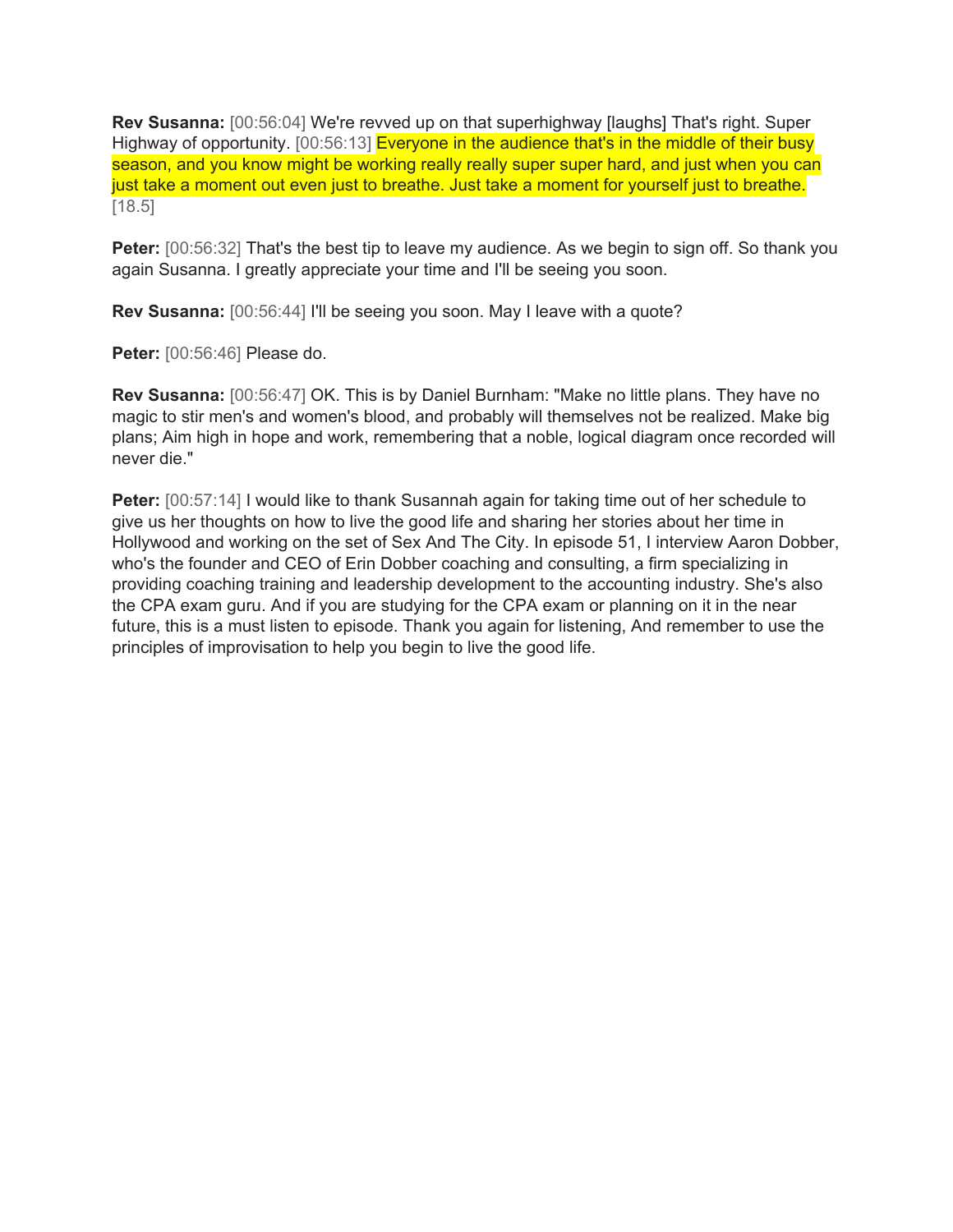**Rev Susanna:** [00:56:04] We're revved up on that superhighway [laughs] That's right. Super Highway of opportunity. [00:56:13] Everyone in the audience that's in the middle of their busy season, and you know might be working really really super super hard, and just when you can just take a moment out even just to breathe. Just take a moment for yourself just to breathe. [18.5]

**Peter:** [00:56:32] That's the best tip to leave my audience. As we begin to sign off. So thank you again Susanna. I greatly appreciate your time and I'll be seeing you soon.

**Rev Susanna:** [00:56:44] I'll be seeing you soon. May I leave with a quote?

**Peter:** [00:56:46] Please do.

**Rev Susanna:** [00:56:47] OK. This is by Daniel Burnham: "Make no little plans. They have no magic to stir men's and women's blood, and probably will themselves not be realized. Make big plans; Aim high in hope and work, remembering that a noble, logical diagram once recorded will never die."

**Peter:** [00:57:14] I would like to thank Susannah again for taking time out of her schedule to give us her thoughts on how to live the good life and sharing her stories about her time in Hollywood and working on the set of Sex And The City. In episode 51, I interview Aaron Dobber, who's the founder and CEO of Erin Dobber coaching and consulting, a firm specializing in providing coaching training and leadership development to the accounting industry. She's also the CPA exam guru. And if you are studying for the CPA exam or planning on it in the near future, this is a must listen to episode. Thank you again for listening, And remember to use the principles of improvisation to help you begin to live the good life.